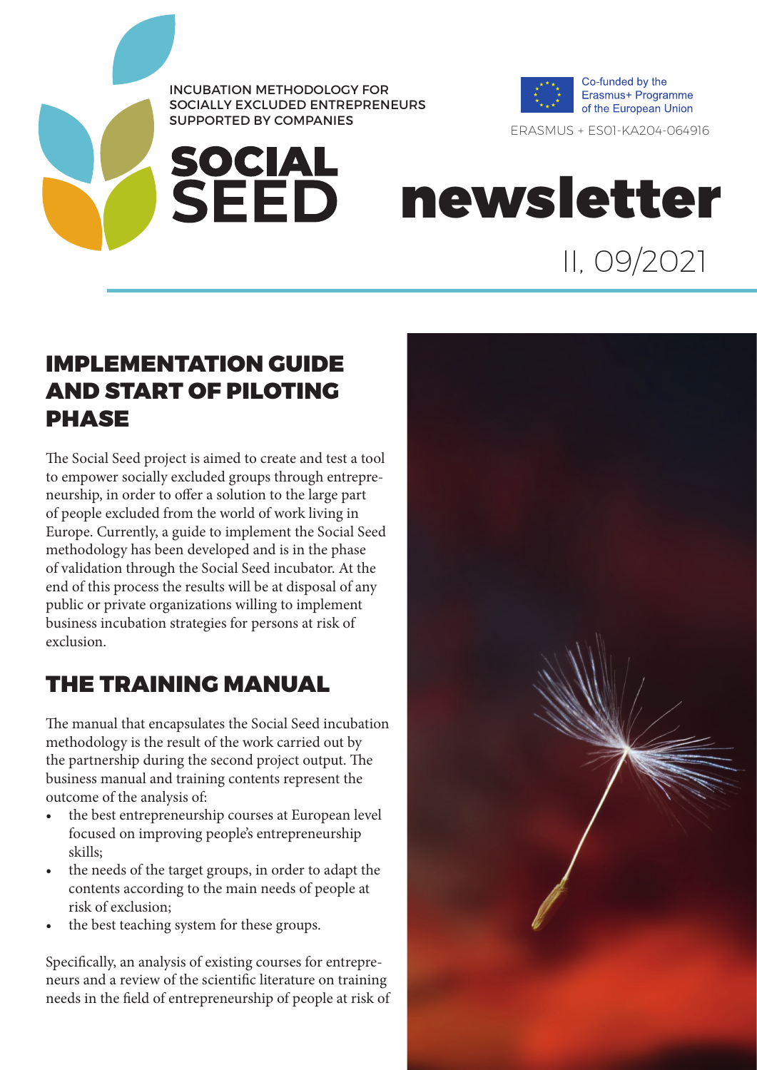INCUBATION METHODOLOGY FOR SOCIALLY EXCLUDED ENTREPRENEURS SUPPORTED BY COMPANIES

# SOCIAL SEED newsletter

Co-funded by the Erasmus+ Programme of the European Union

ERASMUS + ES01-KA204-064916

II, 09/2021

## IMPLEMENTATION GUIDE AND START OF PILOTING PHASE

The Social Seed project is aimed to create and test a tool to empower socially excluded groups through entrepreneurship, in order to offer a solution to the large part of people excluded from the world of work living in Europe. Currently, a guide to implement the Social Seed methodology has been developed and is in the phase of validation through the Social Seed incubator. At the end of this process the results will be at disposal of any public or private organizations willing to implement business incubation strategies for persons at risk of exclusion.

## THE TRAINING MANUAL

The manual that encapsulates the Social Seed incubation methodology is the result of the work carried out by the partnership during the second project output. The business manual and training contents represent the outcome of the analysis of:

- the best entrepreneurship courses at European level focused on improving people's entrepreneurship skills;
- the needs of the target groups, in order to adapt the contents according to the main needs of people at risk of exclusion;
- the best teaching system for these groups.

Specifically, an analysis of existing courses for entrepreneurs and a review of the scientific literature on training needs in the field of entrepreneurship of people at risk of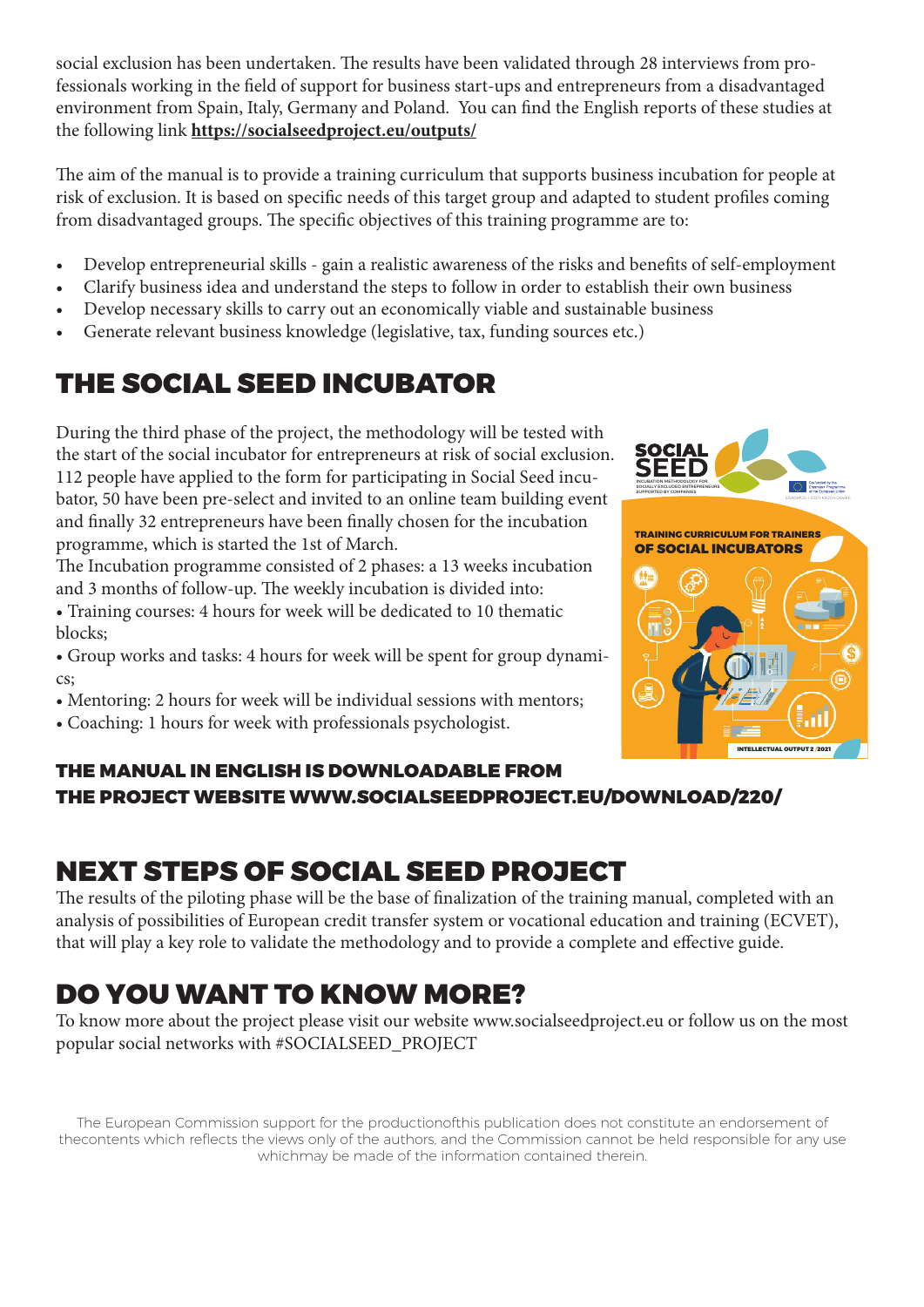social exclusion has been undertaken. The results have been validated through 28 interviews from professionals working in the field of support for business start-ups and entrepreneurs from a disadvantaged environment from Spain, Italy, Germany and Poland. You can find the English reports of these studies at the following link **https://socialseedproject.eu/outputs/**

The aim of the manual is to provide a training curriculum that supports business incubation for people at risk of exclusion. It is based on specific needs of this target group and adapted to student profiles coming from disadvantaged groups. The specific objectives of this training programme are to:

- Develop entrepreneurial skills - gain a realistic awareness of the risks and benefits of self-employment
- Clarify business idea and understand the steps to follow in order to establish their own business
- Develop necessary skills to carry out an economically viable and sustainable business
- Generate relevant business knowledge (legislative, tax, funding sources etc.)

## THE SOCIAL SEED INCUBATOR

During the third phase of the project, the methodology will be tested with the start of the social incubator for entrepreneurs at risk of social exclusion. 112 people have applied to the form for participating in Social Seed incubator, 50 have been pre-select and invited to an online team building event and finally 32 entrepreneurs have been finally chosen for the incubation programme, which is started the 1st of March.

The Incubation programme consisted of 2 phases: a 13 weeks incubation and 3 months of follow-up. The weekly incubation is divided into:

- Training courses: 4 hours for week will be dedicated to 10 thematic blocks;
- Group works and tasks: 4 hours for week will be spent for group dynamics;
- Mentoring: 2 hours for week will be individual sessions with mentors;
- Coaching: 1 hours for week with professionals psychologist.

SOCIAL SEED

INCUBATION METHODOLOGY FOR SOCIALLY EXCLUDED ENTREPRENEURS SUPPORTED BY COMPANIES

TRAINING CURRICULUM FOR TRAINERS OF SOCIAL INCUBATORS

INTELLECTUAL OUTPUT 2 /2021

**THE MANUAL IN ENGLISH IS DOWNLOADABLE FROM THE PROJECT WEBSITE WWW.SOCIALSEEDPROJECT.EU/DOWNLOAD/220/**

## NEXT STEPS OF SOCIAL SEED PROJECT

The results of the piloting phase will be the base of finalization of the training manual, completed with an analysis of possibilities of European credit transfer system or vocational education and training (ECVET), that will play a key role to validate the methodology and to provide a complete and effective guide.

## DO YOU WANT TO KNOW MORE?

To know more about the project please visit our website www.socialseedproject.eu or follow us on the most popular social networks with #SOCIALSEED_PROJECT

The European Commission support for the productionofthis publication does not constitute an endorsement of thecontents which reflects the views only of the authors, and the Commission cannot be held responsible for any use whichmay be made of the information contained therein.